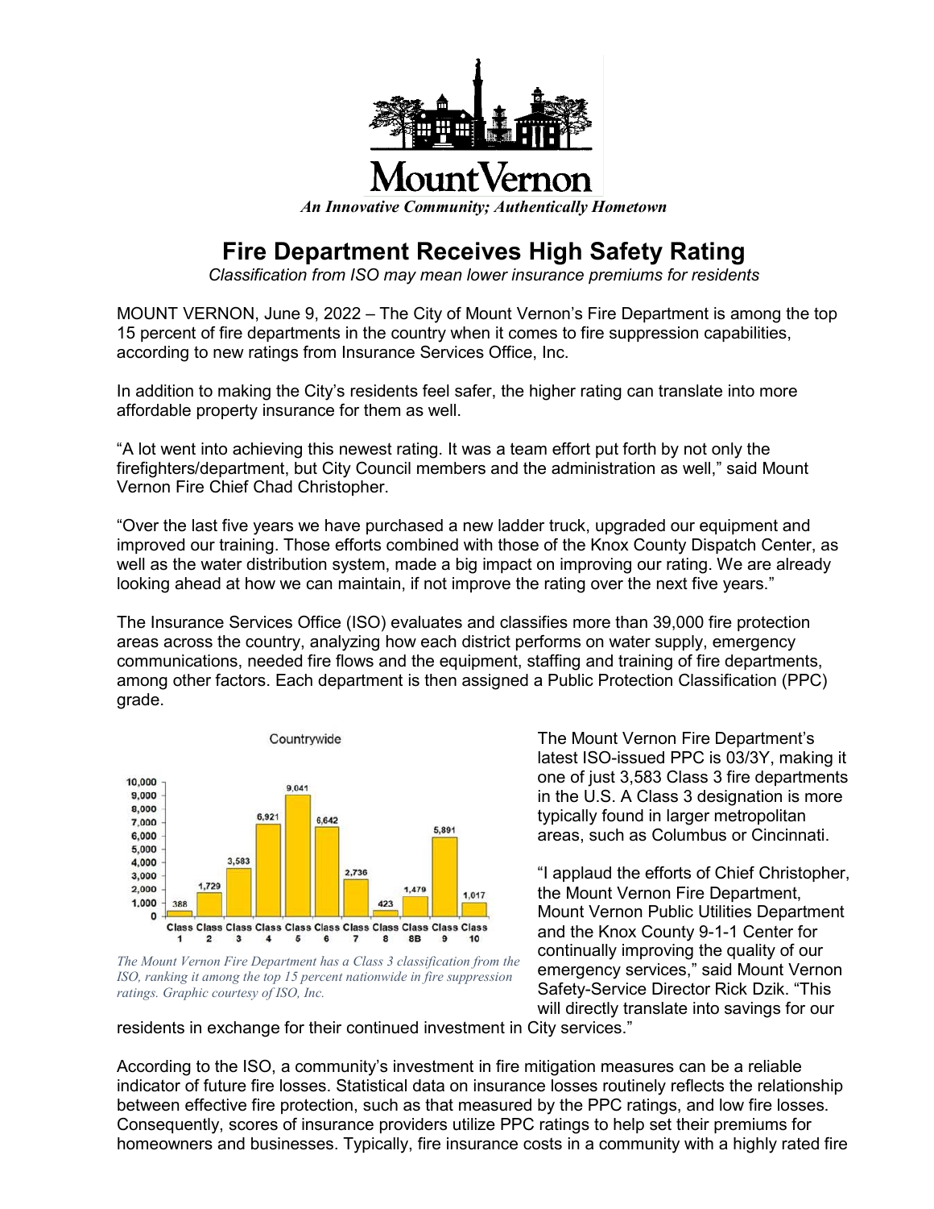Mount Vernon

*An Innovative Community; Authentically Hometown*

# Fire Department Receives High Safety Rating

*Classification from ISO may mean lower insurance premiums for residents*

MOUNT VERNON, June 9, 2022 – The City of Mount Vernon's Fire Department is among the top 15 percent of fire departments in the country when it comes to fire suppression capabilities, according to new ratings from Insurance Services Office, Inc.

In addition to making the City's residents feel safer, the higher rating can translate into more affordable property insurance for them as well.

"A lot went into achieving this newest rating. It was a team effort put forth by not only the firefighters/department, but City Council members and the administration as well," said Mount Vernon Fire Chief Chad Christopher.

"Over the last five years we have purchased a new ladder truck, upgraded our equipment and improved our training. Those efforts combined with those of the Knox County Dispatch Center, as well as the water distribution system, made a big impact on improving our rating. We are already looking ahead at how we can maintain, if not improve the rating over the next five years."

The Insurance Services Office (ISO) evaluates and classifies more than 39,000 fire protection areas across the country, analyzing how each district performs on water supply, emergency communications, needed fire flows and the equipment, staffing and training of fire departments, among other factors. Each department is then assigned a Public Protection Classification (PPC) grade.

Countrywide

| Class 1 | Class 2 | Class 3 | Class 4 | Class 5 | Class 6 | Class 7 | Class 8 | Class 8B | Class 9 | Class 10 |
|---|---|---|---|---|---|---|---|---|---|---|
| 388 | 1,729 | 3,583 | 6,921 | 9,041 | 6,642 | 2,736 | 423 | 1,479 | 5,891 | 1,017 |

*The Mount Vernon Fire Department has a Class 3 classification from the ISO, ranking it among the top 15 percent nationwide in fire suppression ratings. Graphic courtesy of ISO, Inc.*

The Mount Vernon Fire Department's latest ISO-issued PPC is 03/3Y, making it one of just 3,583 Class 3 fire departments in the U.S. A Class 3 designation is more typically found in larger metropolitan areas, such as Columbus or Cincinnati.

"I applaud the efforts of Chief Christopher, the Mount Vernon Fire Department, Mount Vernon Public Utilities Department and the Knox County 9-1-1 Center for continually improving the quality of our emergency services," said Mount Vernon Safety-Service Director Rick Dzik. "This will directly translate into savings for our residents in exchange for their continued investment in City services."

According to the ISO, a community's investment in fire mitigation measures can be a reliable indicator of future fire losses. Statistical data on insurance losses routinely reflects the relationship between effective fire protection, such as that measured by the PPC ratings, and low fire losses. Consequently, scores of insurance providers utilize PPC ratings to help set their premiums for homeowners and businesses. Typically, fire insurance costs in a community with a highly rated fire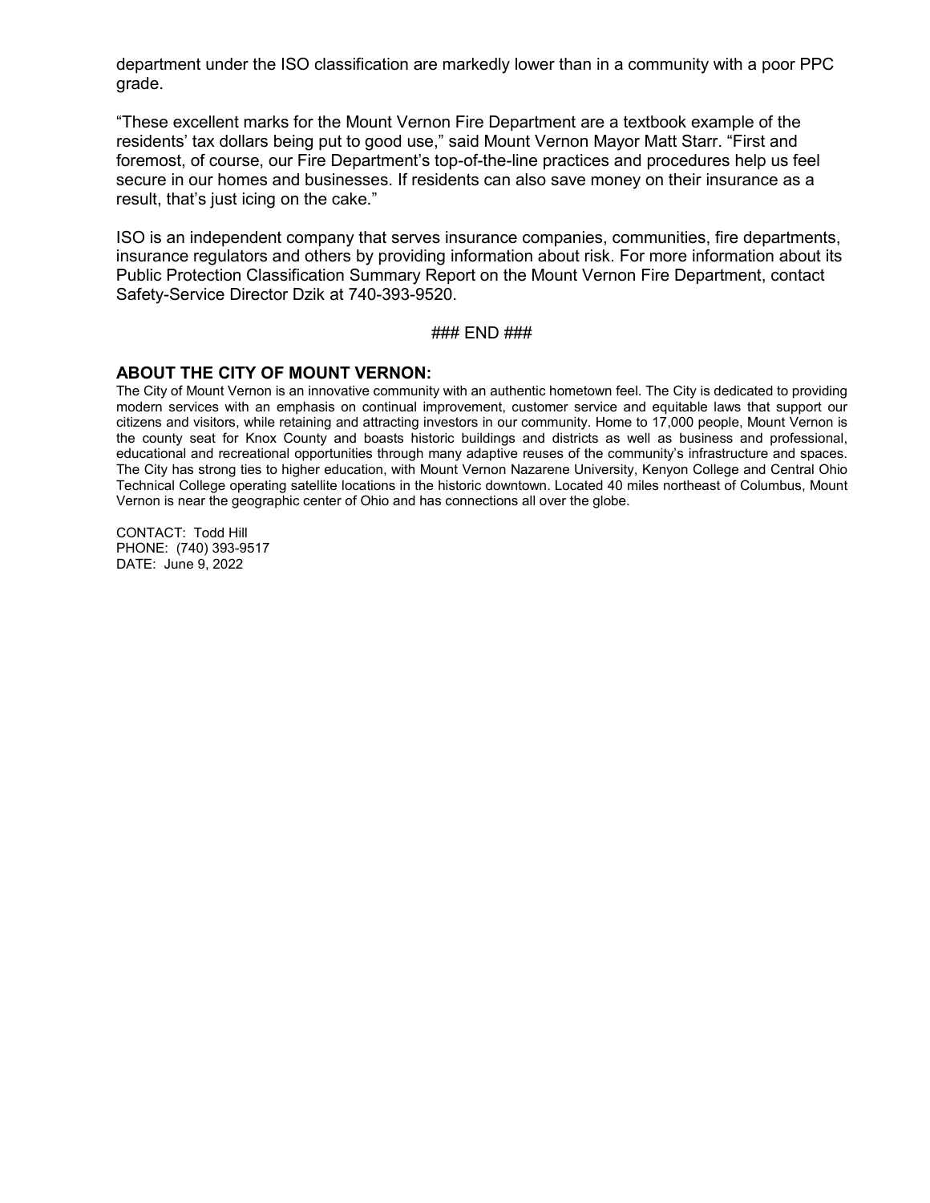department under the ISO classification are markedly lower than in a community with a poor PPC grade.

“These excellent marks for the Mount Vernon Fire Department are a textbook example of the residents’ tax dollars being put to good use,” said Mount Vernon Mayor Matt Starr. “First and foremost, of course, our Fire Department’s top-of-the-line practices and procedures help us feel secure in our homes and businesses. If residents can also save money on their insurance as a result, that’s just icing on the cake.”

ISO is an independent company that serves insurance companies, communities, fire departments, insurance regulators and others by providing information about risk. For more information about its Public Protection Classification Summary Report on the Mount Vernon Fire Department, contact Safety-Service Director Dzik at 740-393-9520.

### END ###

**ABOUT THE CITY OF MOUNT VERNON:**

The City of Mount Vernon is an innovative community with an authentic hometown feel. The City is dedicated to providing modern services with an emphasis on continual improvement, customer service and equitable laws that support our citizens and visitors, while retaining and attracting investors in our community. Home to 17,000 people, Mount Vernon is the county seat for Knox County and boasts historic buildings and districts as well as business and professional, educational and recreational opportunities through many adaptive reuses of the community’s infrastructure and spaces. The City has strong ties to higher education, with Mount Vernon Nazarene University, Kenyon College and Central Ohio Technical College operating satellite locations in the historic downtown. Located 40 miles northeast of Columbus, Mount Vernon is near the geographic center of Ohio and has connections all over the globe.

CONTACT: Todd Hill
PHONE: (740) 393-9517
DATE: June 9, 2022